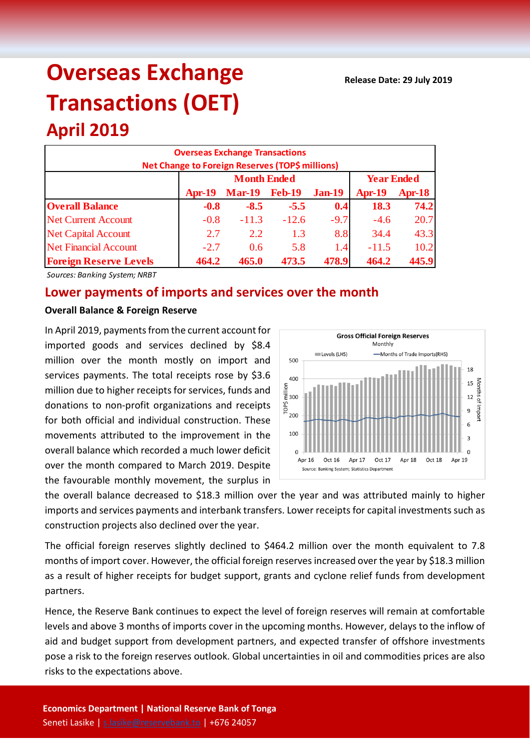# Overseas Exchange Transactions (OET)

**Release Date: 29 July 2019**

## April 2019

| Overseas Exchange Transactions<br>Net Change to Foreign Reserves (TOP$ millions) | | | | | | |
|---|---|---|---|---|---|---|
| | **Month Ended** | | | | **Year Ended** | |
| | **Apr-19** | **Mar-19** | **Feb-19** | **Jan-19** | **Apr-19** | **Apr-18** |
| **Overall Balance** | **-0.8** | **-8.5** | **-5.5** | **0.4** | **18.3** | **74.2** |
| Net Current Account | -0.8 | -11.3 | -12.6 | -9.7 | -4.6 | 20.7 |
| Net Capital Account | 2.7 | 2.2 | 1.3 | 8.8 | 34.4 | 43.3 |
| Net Financial Account | -2.7 | 0.6 | 5.8 | 1.4 | -11.5 | 10.2 |
| **Foreign Reserve Levels** | **464.2** | **465.0** | **473.5** | **478.9** | **464.2** | **445.9** |

*Sources: Banking System; NRBT*

## Lower payments of imports and services over the month

**Overall Balance & Foreign Reserve**

In April 2019, payments from the current account for imported goods and services declined by $8.4 million over the month mostly on import and services payments. The total receipts rose by $3.6 million due to higher receipts for services, funds and donations to non-profit organizations and receipts for both official and individual construction. These movements attributed to the improvement in the overall balance which recorded a much lower deficit over the month compared to March 2019. Despite the favourable monthly movement, the surplus in the overall balance decreased to $18.3 million over the year and was attributed mainly to higher imports and services payments and interbank transfers. Lower receipts for capital investments such as construction projects also declined over the year.

The official foreign reserves slightly declined to $464.2 million over the month equivalent to 7.8 months of import cover. However, the official foreign reserves increased over the year by $18.3 million as a result of higher receipts for budget support, grants and cyclone relief funds from development partners.

Hence, the Reserve Bank continues to expect the level of foreign reserves will remain at comfortable levels and above 3 months of imports cover in the upcoming months. However, delays to the inflow of aid and budget support from development partners, and expected transfer of offshore investments pose a risk to the foreign reserves outlook. Global uncertainties in oil and commodities prices are also risks to the expectations above.

**Economics Department | National Reserve Bank of Tonga**
Seneti Lasike | s.lasike@reservebank.to | +676 24057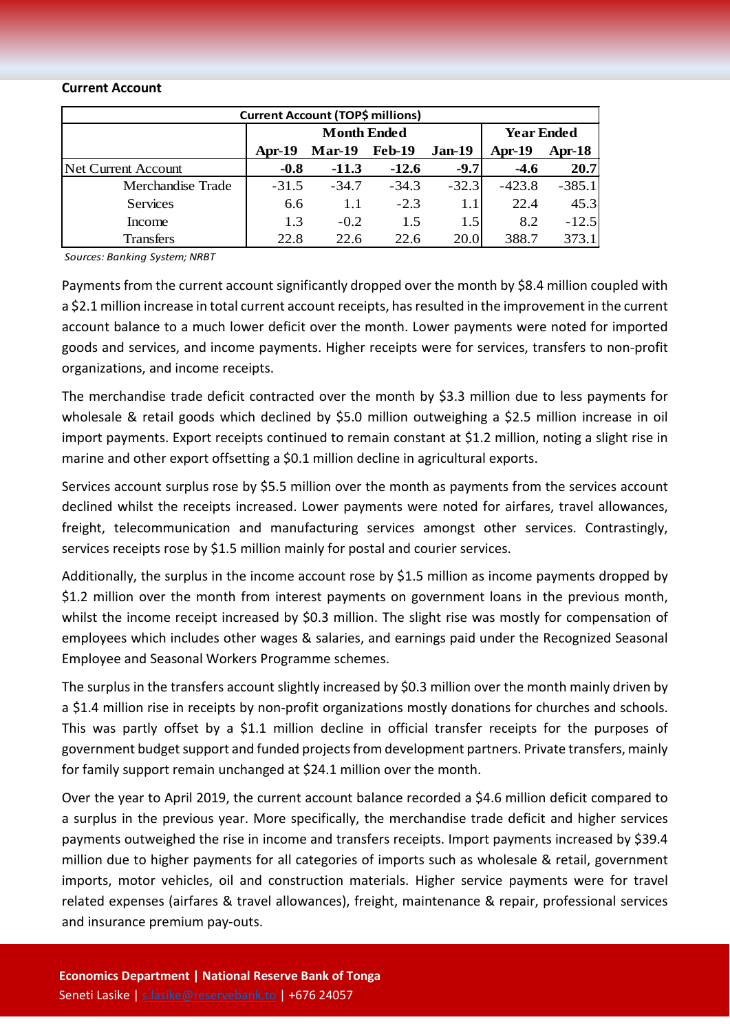**Current Account**

| Current Account (TOP$ millions) | | | | | | |
|---|---|---|---|---|---|---|
| | Month Ended | | | | Year Ended | |
| | **Apr-19** | **Mar-19** | **Feb-19** | **Jan-19** | **Apr-19** | **Apr-18** |
| Net Current Account | **-0.8** | **-11.3** | **-12.6** | **-9.7** | **-4.6** | **20.7** |
| Merchandise Trade | -31.5 | -34.7 | -34.3 | -32.3 | -423.8 | -385.1 |
| Services | 6.6 | 1.1 | -2.3 | 1.1 | 22.4 | 45.3 |
| Income | 1.3 | -0.2 | 1.5 | 1.5 | 8.2 | -12.5 |
| Transfers | 22.8 | 22.6 | 22.6 | 20.0 | 388.7 | 373.1 |

*Sources: Banking System; NRBT*

Payments from the current account significantly dropped over the month by $8.4 million coupled with a $2.1 million increase in total current account receipts, has resulted in the improvement in the current account balance to a much lower deficit over the month. Lower payments were noted for imported goods and services, and income payments. Higher receipts were for services, transfers to non-profit organizations, and income receipts.

The merchandise trade deficit contracted over the month by $3.3 million due to less payments for wholesale & retail goods which declined by $5.0 million outweighing a $2.5 million increase in oil import payments. Export receipts continued to remain constant at $1.2 million, noting a slight rise in marine and other export offsetting a $0.1 million decline in agricultural exports.

Services account surplus rose by $5.5 million over the month as payments from the services account declined whilst the receipts increased. Lower payments were noted for airfares, travel allowances, freight, telecommunication and manufacturing services amongst other services. Contrastingly, services receipts rose by $1.5 million mainly for postal and courier services.

Additionally, the surplus in the income account rose by $1.5 million as income payments dropped by $1.2 million over the month from interest payments on government loans in the previous month, whilst the income receipt increased by $0.3 million. The slight rise was mostly for compensation of employees which includes other wages & salaries, and earnings paid under the Recognized Seasonal Employee and Seasonal Workers Programme schemes.

The surplus in the transfers account slightly increased by $0.3 million over the month mainly driven by a $1.4 million rise in receipts by non-profit organizations mostly donations for churches and schools. This was partly offset by a $1.1 million decline in official transfer receipts for the purposes of government budget support and funded projects from development partners. Private transfers, mainly for family support remain unchanged at $24.1 million over the month.

Over the year to April 2019, the current account balance recorded a $4.6 million deficit compared to a surplus in the previous year. More specifically, the merchandise trade deficit and higher services payments outweighed the rise in income and transfers receipts. Import payments increased by $39.4 million due to higher payments for all categories of imports such as wholesale & retail, government imports, motor vehicles, oil and construction materials. Higher service payments were for travel related expenses (airfares & travel allowances), freight, maintenance & repair, professional services and insurance premium pay-outs.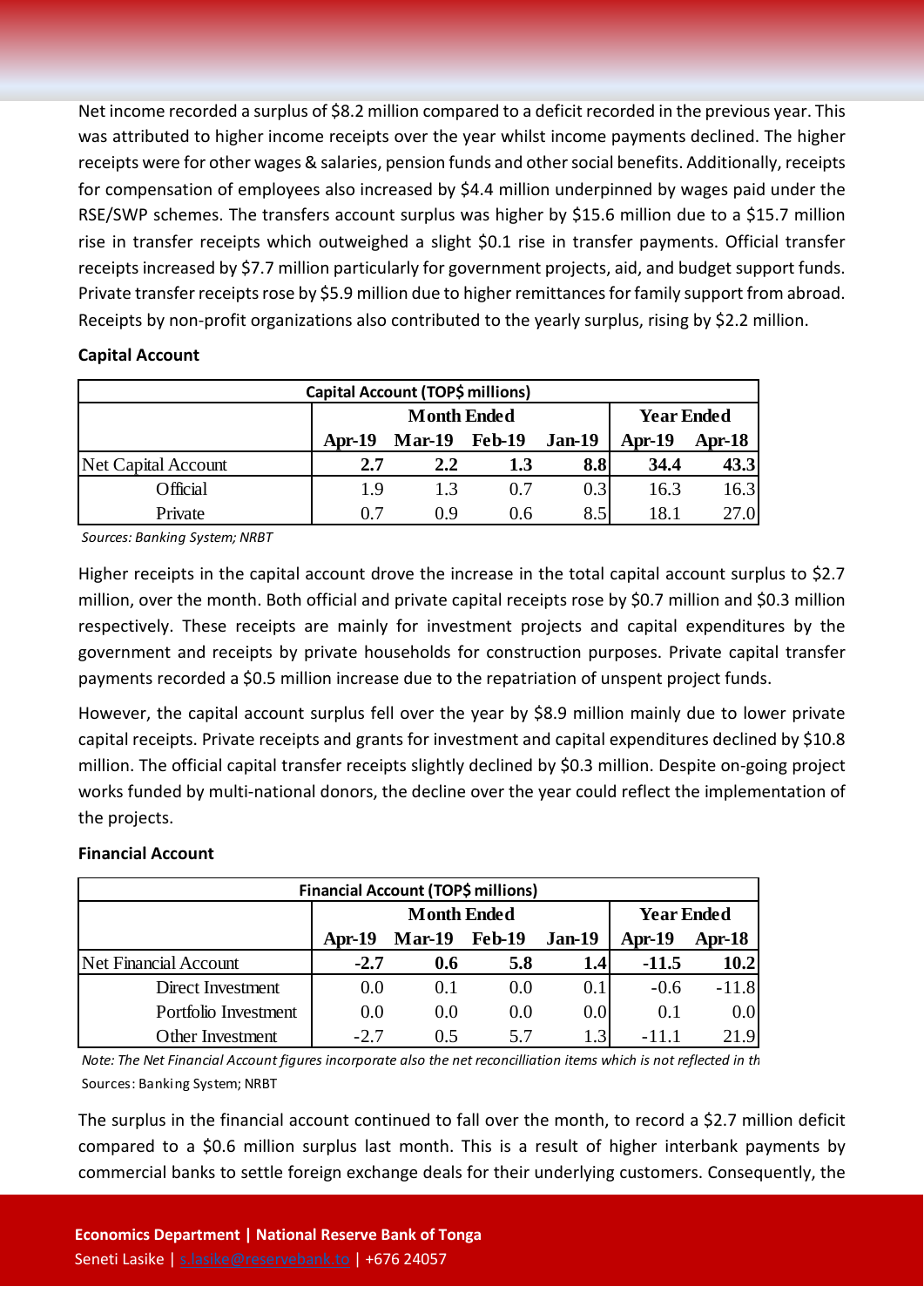Net income recorded a surplus of $8.2 million compared to a deficit recorded in the previous year. This was attributed to higher income receipts over the year whilst income payments declined. The higher receipts were for other wages & salaries, pension funds and other social benefits. Additionally, receipts for compensation of employees also increased by $4.4 million underpinned by wages paid under the RSE/SWP schemes. The transfers account surplus was higher by $15.6 million due to a $15.7 million rise in transfer receipts which outweighed a slight $0.1 rise in transfer payments. Official transfer receipts increased by $7.7 million particularly for government projects, aid, and budget support funds. Private transfer receipts rose by $5.9 million due to higher remittances for family support from abroad. Receipts by non-profit organizations also contributed to the yearly surplus, rising by $2.2 million.

### Capital Account

| Capital Account (TOP$ millions) | | | | | | |
|---|---|---|---|---|---|---|
| | Month Ended | | | | Year Ended | |
| | Apr-19 | Mar-19 | Feb-19 | Jan-19 | Apr-19 | Apr-18 |
| **Net Capital Account** | **2.7** | **2.2** | **1.3** | **8.8** | **34.4** | **43.3** |
| Official | 1.9 | 1.3 | 0.7 | 0.3 | 16.3 | 16.3 |
| Private | 0.7 | 0.9 | 0.6 | 8.5 | 18.1 | 27.0 |

*Sources: Banking System; NRBT*

Higher receipts in the capital account drove the increase in the total capital account surplus to $2.7 million, over the month. Both official and private capital receipts rose by $0.7 million and $0.3 million respectively. These receipts are mainly for investment projects and capital expenditures by the government and receipts by private households for construction purposes. Private capital transfer payments recorded a $0.5 million increase due to the repatriation of unspent project funds.

However, the capital account surplus fell over the year by $8.9 million mainly due to lower private capital receipts. Private receipts and grants for investment and capital expenditures declined by $10.8 million. The official capital transfer receipts slightly declined by $0.3 million. Despite on-going project works funded by multi-national donors, the decline over the year could reflect the implementation of the projects.

### Financial Account

| Financial Account (TOP$ millions) | | | | | | |
|---|---|---|---|---|---|---|
| | Month Ended | | | | Year Ended | |
| | Apr-19 | Mar-19 | Feb-19 | Jan-19 | Apr-19 | Apr-18 |
| **Net Financial Account** | **-2.7** | **0.6** | **5.8** | **1.4** | **-11.5** | **10.2** |
| Direct Investment | 0.0 | 0.1 | 0.0 | 0.1 | -0.6 | -11.8 |
| Portfolio Investment | 0.0 | 0.0 | 0.0 | 0.0 | 0.1 | 0.0 |
| Other Investment | -2.7 | 0.5 | 5.7 | 1.3 | -11.1 | 21.9 |

*Note: The Net Financial Account figures incorporate also the net reconcilliation items which is not reflected in th*

Sources: Banking System; NRBT

The surplus in the financial account continued to fall over the month, to record a $2.7 million deficit compared to a $0.6 million surplus last month. This is a result of higher interbank payments by commercial banks to settle foreign exchange deals for their underlying customers. Consequently, the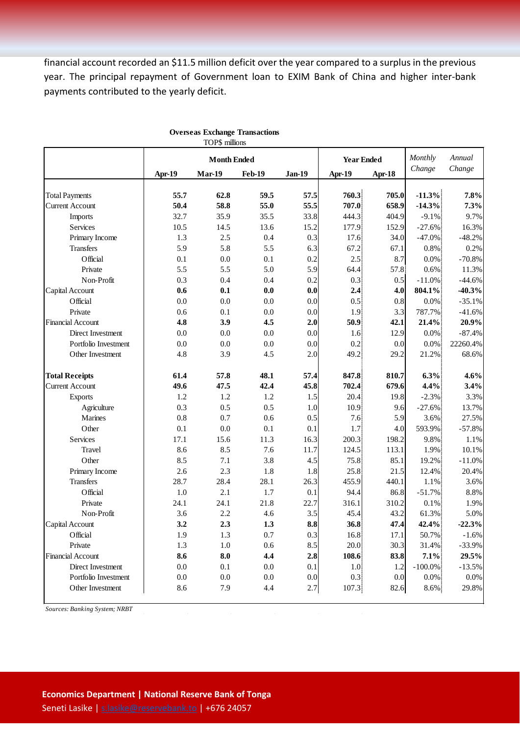financial account recorded an $11.5 million deficit over the year compared to a surplus in the previous year. The principal repayment of Government loan to EXIM Bank of China and higher inter-bank payments contributed to the yearly deficit.

**Overseas Exchange Transactions**
TOP$ millions

| | Month Ended | | | | Year Ended | | *Monthly Change* | *Annual Change* |
|---|---|---|---|---|---|---|---|---|
| | **Apr-19** | **Mar-19** | **Feb-19** | **Jan-19** | **Apr-19** | **Apr-18** | | |
| Total Payments | **55.7** | **62.8** | **59.5** | **57.5** | **760.3** | **705.0** | **-11.3%** | **7.8%** |
| Current Account | **50.4** | **58.8** | **55.0** | **55.5** | **707.0** | **658.9** | **-14.3%** | **7.3%** |
| Imports | 32.7 | 35.9 | 35.5 | 33.8 | 444.3 | 404.9 | -9.1% | 9.7% |
| Services | 10.5 | 14.5 | 13.6 | 15.2 | 177.9 | 152.9 | -27.6% | 16.3% |
| Primary Income | 1.3 | 2.5 | 0.4 | 0.3 | 17.6 | 34.0 | -47.0% | -48.2% |
| Transfers | 5.9 | 5.8 | 5.5 | 6.3 | 67.2 | 67.1 | 0.8% | 0.2% |
| Official | 0.1 | 0.0 | 0.1 | 0.2 | 2.5 | 8.7 | 0.0% | -70.8% |
| Private | 5.5 | 5.5 | 5.0 | 5.9 | 64.4 | 57.8 | 0.6% | 11.3% |
| Non-Profit | 0.3 | 0.4 | 0.4 | 0.2 | 0.3 | 0.5 | -11.0% | -44.6% |
| Capital Account | **0.6** | **0.1** | **0.0** | **0.0** | **2.4** | **4.0** | **804.1%** | **-40.3%** |
| Official | 0.0 | 0.0 | 0.0 | 0.0 | 0.5 | 0.8 | 0.0% | -35.1% |
| Private | 0.6 | 0.1 | 0.0 | 0.0 | 1.9 | 3.3 | 787.7% | -41.6% |
| Financial Account | **4.8** | **3.9** | **4.5** | **2.0** | **50.9** | **42.1** | **21.4%** | **20.9%** |
| Direct Investment | 0.0 | 0.0 | 0.0 | 0.0 | 1.6 | 12.9 | 0.0% | -87.4% |
| Portfolio Investment | 0.0 | 0.0 | 0.0 | 0.0 | 0.2 | 0.0 | 0.0% | 22260.4% |
| Other Investment | 4.8 | 3.9 | 4.5 | 2.0 | 49.2 | 29.2 | 21.2% | 68.6% |
| **Total Receipts** | **61.4** | **57.8** | **48.1** | **57.4** | **847.8** | **810.7** | **6.3%** | **4.6%** |
| Current Account | **49.6** | **47.5** | **42.4** | **45.8** | **702.4** | **679.6** | **4.4%** | **3.4%** |
| Exports | 1.2 | 1.2 | 1.2 | 1.5 | 20.4 | 19.8 | -2.3% | 3.3% |
| Agriculture | 0.3 | 0.5 | 0.5 | 1.0 | 10.9 | 9.6 | -27.6% | 13.7% |
| Marines | 0.8 | 0.7 | 0.6 | 0.5 | 7.6 | 5.9 | 3.6% | 27.5% |
| Other | 0.1 | 0.0 | 0.1 | 0.1 | 1.7 | 4.0 | 593.9% | -57.8% |
| Services | 17.1 | 15.6 | 11.3 | 16.3 | 200.3 | 198.2 | 9.8% | 1.1% |
| Travel | 8.6 | 8.5 | 7.6 | 11.7 | 124.5 | 113.1 | 1.9% | 10.1% |
| Other | 8.5 | 7.1 | 3.8 | 4.5 | 75.8 | 85.1 | 19.2% | -11.0% |
| Primary Income | 2.6 | 2.3 | 1.8 | 1.8 | 25.8 | 21.5 | 12.4% | 20.4% |
| Transfers | 28.7 | 28.4 | 28.1 | 26.3 | 455.9 | 440.1 | 1.1% | 3.6% |
| Official | 1.0 | 2.1 | 1.7 | 0.1 | 94.4 | 86.8 | -51.7% | 8.8% |
| Private | 24.1 | 24.1 | 21.8 | 22.7 | 316.1 | 310.2 | 0.1% | 1.9% |
| Non-Profit | 3.6 | 2.2 | 4.6 | 3.5 | 45.4 | 43.2 | 61.3% | 5.0% |
| Capital Account | **3.2** | **2.3** | **1.3** | **8.8** | **36.8** | **47.4** | **42.4%** | **-22.3%** |
| Official | 1.9 | 1.3 | 0.7 | 0.3 | 16.8 | 17.1 | 50.7% | -1.6% |
| Private | 1.3 | 1.0 | 0.6 | 8.5 | 20.0 | 30.3 | 31.4% | -33.9% |
| Financial Account | **8.6** | **8.0** | **4.4** | **2.8** | **108.6** | **83.8** | **7.1%** | **29.5%** |
| Direct Investment | 0.0 | 0.1 | 0.0 | 0.1 | 1.0 | 1.2 | -100.0% | -13.5% |
| Portfolio Investment | 0.0 | 0.0 | 0.0 | 0.0 | 0.3 | 0.0 | 0.0% | 0.0% |
| Other Investment | 8.6 | 7.9 | 4.4 | 2.7 | 107.3 | 82.6 | 8.6% | 29.8% |

*Sources: Banking System; NRBT*

**Economics Department | National Reserve Bank of Tonga**
Seneti Lasike | s.lasike@reservebank.to | +676 24057